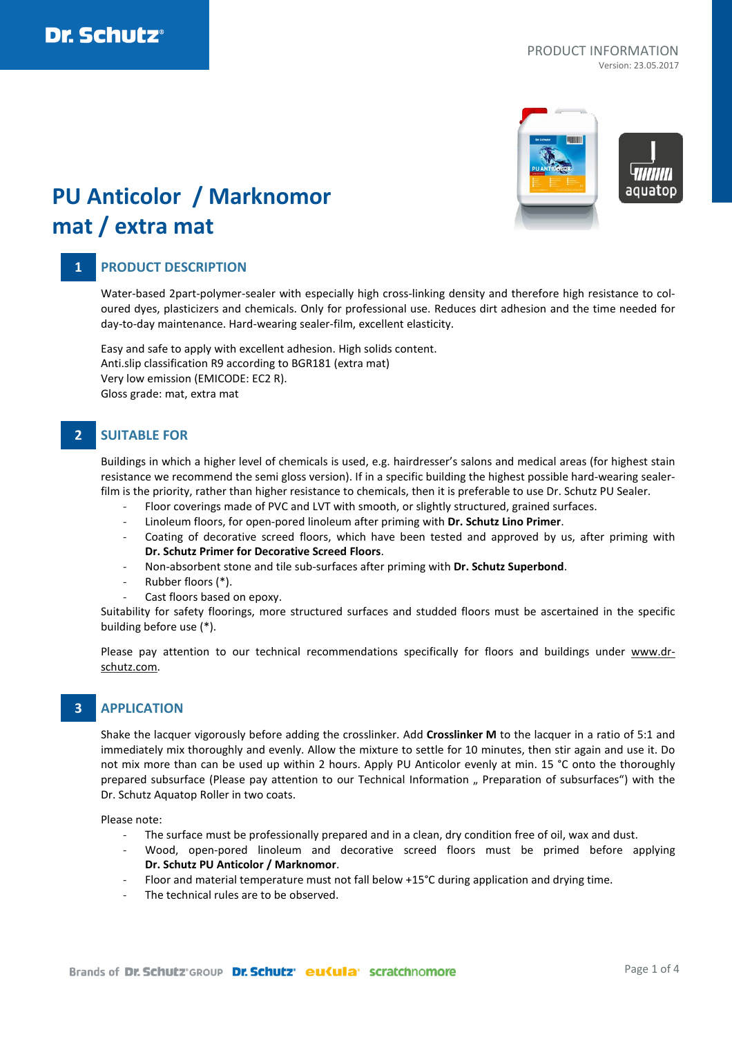PRODUCT INFORMATION
Version: 23.05.2017

# PU Anticolor / Marknomor mat / extra mat

## 1 PRODUCT DESCRIPTION

Water-based 2part-polymer-sealer with especially high cross-linking density and therefore high resistance to coloured dyes, plasticizers and chemicals. Only for professional use. Reduces dirt adhesion and the time needed for day-to-day maintenance. Hard-wearing sealer-film, excellent elasticity.

Easy and safe to apply with excellent adhesion. High solids content.
Anti.slip classification R9 according to BGR181 (extra mat)
Very low emission (EMICODE: EC2 R).
Gloss grade: mat, extra mat

## 2 SUITABLE FOR

Buildings in which a higher level of chemicals is used, e.g. hairdresser's salons and medical areas (for highest stain resistance we recommend the semi gloss version). If in a specific building the highest possible hard-wearing sealer-film is the priority, rather than higher resistance to chemicals, then it is preferable to use Dr. Schutz PU Sealer.

- Floor coverings made of PVC and LVT with smooth, or slightly structured, grained surfaces.
- Linoleum floors, for open-pored linoleum after priming with **Dr. Schutz Lino Primer**.
- Coating of decorative screed floors, which have been tested and approved by us, after priming with **Dr. Schutz Primer for Decorative Screed Floors**.
- Non-absorbent stone and tile sub-surfaces after priming with **Dr. Schutz Superbond**.
- Rubber floors (*).
- Cast floors based on epoxy.

Suitability for safety floorings, more structured surfaces and studded floors must be ascertained in the specific building before use (*).

Please pay attention to our technical recommendations specifically for floors and buildings under www.dr-schutz.com.

## 3 APPLICATION

Shake the lacquer vigorously before adding the crosslinker. Add **Crosslinker M** to the lacquer in a ratio of 5:1 and immediately mix thoroughly and evenly. Allow the mixture to settle for 10 minutes, then stir again and use it. Do not mix more than can be used up within 2 hours. Apply PU Anticolor evenly at min. 15 °C onto the thoroughly prepared subsurface (Please pay attention to our Technical Information „ Preparation of subsurfaces") with the Dr. Schutz Aquatop Roller in two coats.

Please note:

- The surface must be professionally prepared and in a clean, dry condition free of oil, wax and dust.
- Wood, open-pored linoleum and decorative screed floors must be primed before applying **Dr. Schutz PU Anticolor / Marknomor**.
- Floor and material temperature must not fall below +15°C during application and drying time.
- The technical rules are to be observed.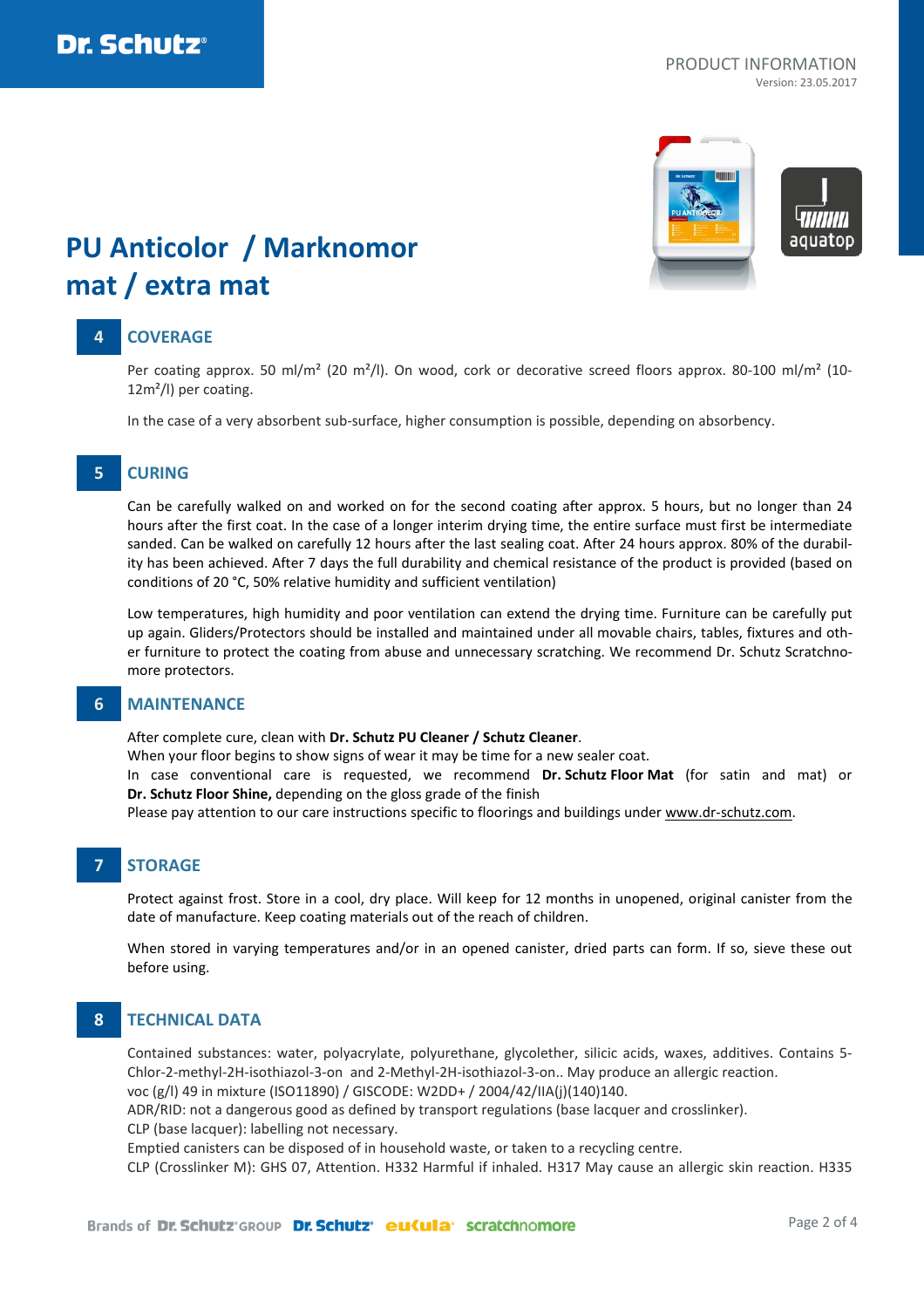# PU Anticolor / Marknomor mat / extra mat

## 4 COVERAGE

Per coating approx. 50 ml/m² (20 m²/l). On wood, cork or decorative screed floors approx. 80-100 ml/m² (10-12m²/l) per coating.

In the case of a very absorbent sub-surface, higher consumption is possible, depending on absorbency.

## 5 CURING

Can be carefully walked on and worked on for the second coating after approx. 5 hours, but no longer than 24 hours after the first coat. In the case of a longer interim drying time, the entire surface must first be intermediate sanded. Can be walked on carefully 12 hours after the last sealing coat. After 24 hours approx. 80% of the durability has been achieved. After 7 days the full durability and chemical resistance of the product is provided (based on conditions of 20 °C, 50% relative humidity and sufficient ventilation)

Low temperatures, high humidity and poor ventilation can extend the drying time. Furniture can be carefully put up again. Gliders/Protectors should be installed and maintained under all movable chairs, tables, fixtures and other furniture to protect the coating from abuse and unnecessary scratching. We recommend Dr. Schutz Scratchnomore protectors.

## 6 MAINTENANCE

After complete cure, clean with **Dr. Schutz PU Cleaner / Schutz Cleaner**.
When your floor begins to show signs of wear it may be time for a new sealer coat.
In case conventional care is requested, we recommend **Dr. Schutz Floor Mat** (for satin and mat) or **Dr. Schutz Floor Shine,** depending on the gloss grade of the finish
Please pay attention to our care instructions specific to floorings and buildings under www.dr-schutz.com.

## 7 STORAGE

Protect against frost. Store in a cool, dry place. Will keep for 12 months in unopened, original canister from the date of manufacture. Keep coating materials out of the reach of children.

When stored in varying temperatures and/or in an opened canister, dried parts can form. If so, sieve these out before using.

## 8 TECHNICAL DATA

Contained substances: water, polyacrylate, polyurethane, glycolether, silicic acids, waxes, additives. Contains 5-Chlor-2-methyl-2H-isothiazol-3-on and 2-Methyl-2H-isothiazol-3-on.. May produce an allergic reaction.
voc (g/l) 49 in mixture (ISO11890) / GISCODE: W2DD+ / 2004/42/IIA(j)(140)140.
ADR/RID: not a dangerous good as defined by transport regulations (base lacquer and crosslinker).
CLP (base lacquer): labelling not necessary.
Emptied canisters can be disposed of in household waste, or taken to a recycling centre.
CLP (Crosslinker M): GHS 07, Attention. H332 Harmful if inhaled. H317 May cause an allergic skin reaction. H335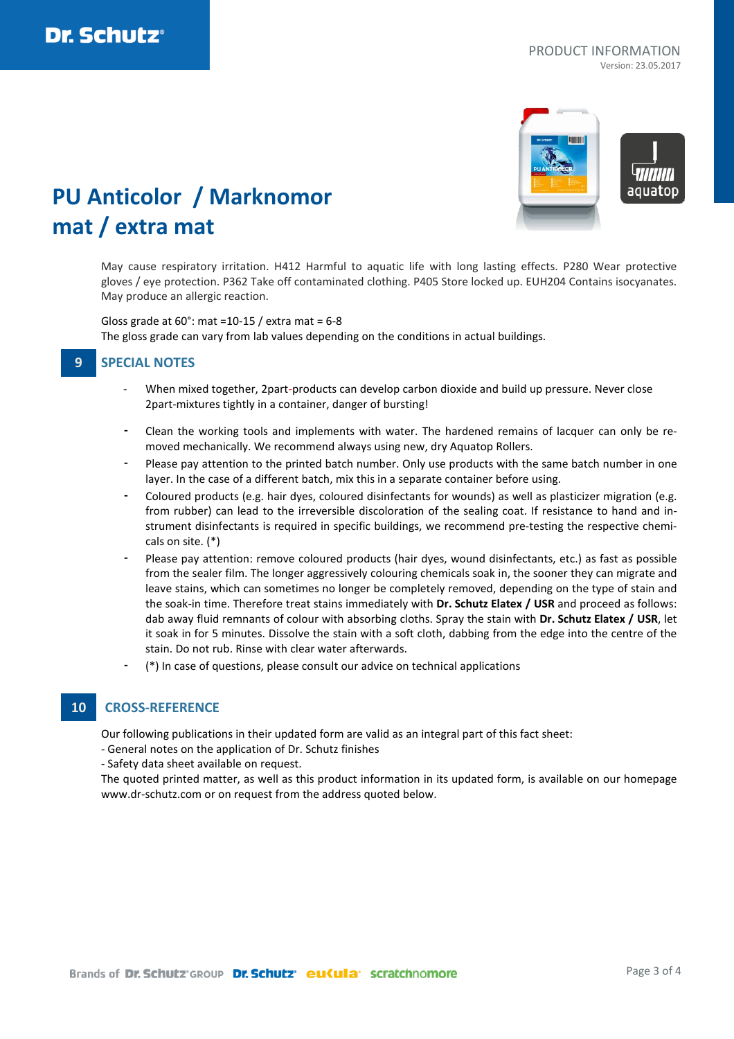# PU Anticolor / Marknomor mat / extra mat

May cause respiratory irritation. H412 Harmful to aquatic life with long lasting effects. P280 Wear protective gloves / eye protection. P362 Take off contaminated clothing. P405 Store locked up. EUH204 Contains isocyanates. May produce an allergic reaction.

Gloss grade at 60°: mat =10-15 / extra mat = 6-8
The gloss grade can vary from lab values depending on the conditions in actual buildings.

## 9 SPECIAL NOTES

- When mixed together, 2part-products can develop carbon dioxide and build up pressure. Never close 2part-mixtures tightly in a container, danger of bursting!
- Clean the working tools and implements with water. The hardened remains of lacquer can only be removed mechanically. We recommend always using new, dry Aquatop Rollers.
- Please pay attention to the printed batch number. Only use products with the same batch number in one layer. In the case of a different batch, mix this in a separate container before using.
- Coloured products (e.g. hair dyes, coloured disinfectants for wounds) as well as plasticizer migration (e.g. from rubber) can lead to the irreversible discoloration of the sealing coat. If resistance to hand and instrument disinfectants is required in specific buildings, we recommend pre-testing the respective chemicals on site. (*)
- Please pay attention: remove coloured products (hair dyes, wound disinfectants, etc.) as fast as possible from the sealer film. The longer aggressively colouring chemicals soak in, the sooner they can migrate and leave stains, which can sometimes no longer be completely removed, depending on the type of stain and the soak-in time. Therefore treat stains immediately with **Dr. Schutz Elatex / USR** and proceed as follows: dab away fluid remnants of colour with absorbing cloths. Spray the stain with **Dr. Schutz Elatex / USR**, let it soak in for 5 minutes. Dissolve the stain with a soft cloth, dabbing from the edge into the centre of the stain. Do not rub. Rinse with clear water afterwards.
- (*) In case of questions, please consult our advice on technical applications

## 10 CROSS-REFERENCE

Our following publications in their updated form are valid as an integral part of this fact sheet:
- General notes on the application of Dr. Schutz finishes
- Safety data sheet available on request.

The quoted printed matter, as well as this product information in its updated form, is available on our homepage www.dr-schutz.com or on request from the address quoted below.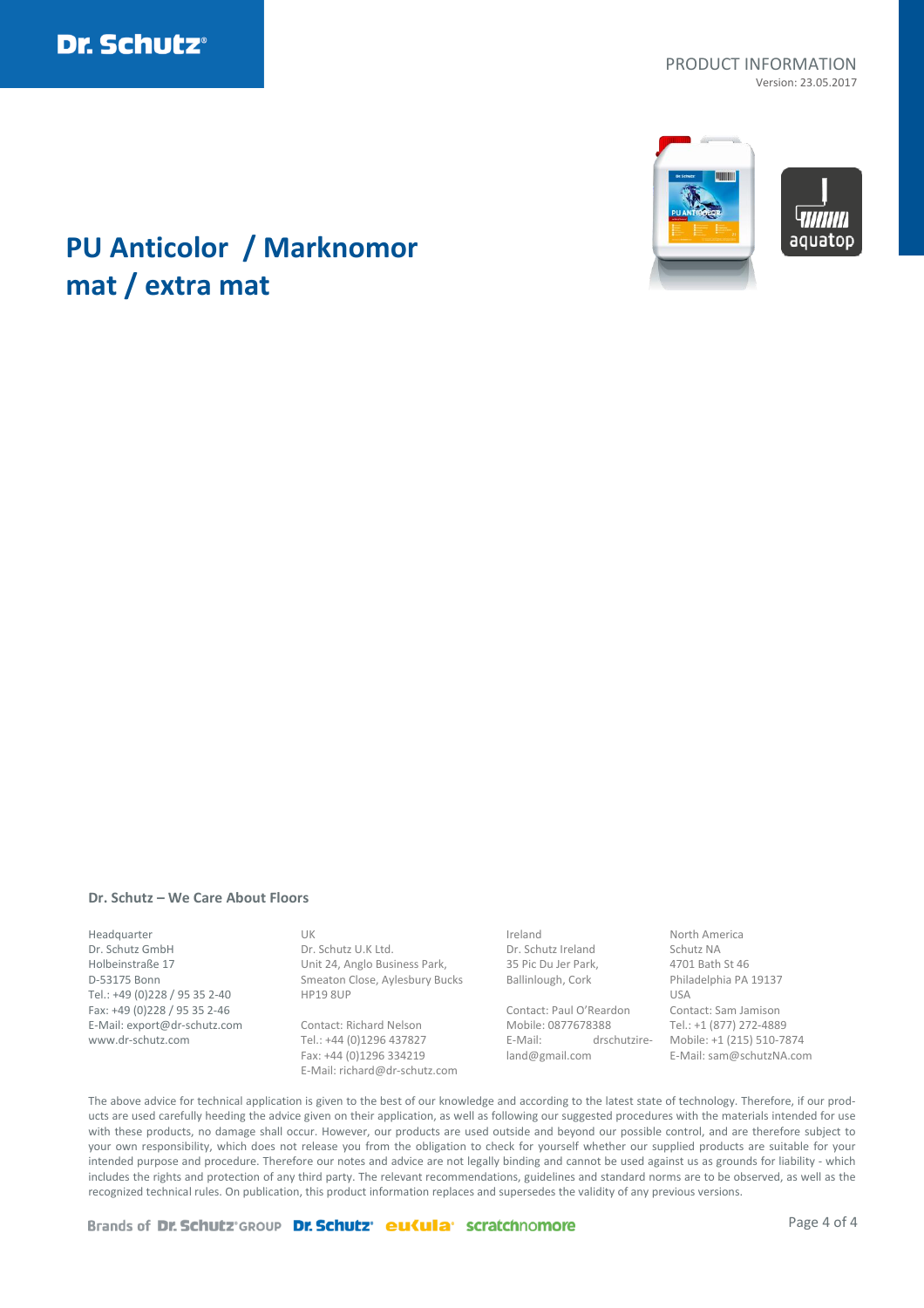PRODUCT INFORMATION
Version: 23.05.2017

# PU Anticolor / Marknomor mat / extra mat

**Dr. Schutz – We Care About Floors**

Headquarter
Dr. Schutz GmbH
Holbeinstraße 17
D-53175 Bonn
Tel.: +49 (0)228 / 95 35 2-40
Fax: +49 (0)228 / 95 35 2-46
E-Mail: export@dr-schutz.com
www.dr-schutz.com

UK
Dr. Schutz U.K Ltd.
Unit 24, Anglo Business Park,
Smeaton Close, Aylesbury Bucks
HP19 8UP

Contact: Richard Nelson
Tel.: +44 (0)1296 437827
Fax: +44 (0)1296 334219
E-Mail: richard@dr-schutz.com

Ireland
Dr. Schutz Ireland
35 Pic Du Jer Park,
Ballinlough, Cork

Contact: Paul O'Reardon
Mobile: 0877678388
E-Mail: drschutzireland@gmail.com

North America
Schutz NA
4701 Bath St 46
Philadelphia PA 19137
USA
Contact: Sam Jamison
Tel.: +1 (877) 272-4889
Mobile: +1 (215) 510-7874
E-Mail: sam@schutzNA.com

The above advice for technical application is given to the best of our knowledge and according to the latest state of technology. Therefore, if our products are used carefully heeding the advice given on their application, as well as following our suggested procedures with the materials intended for use with these products, no damage shall occur. However, our products are used outside and beyond our possible control, and are therefore subject to your own responsibility, which does not release you from the obligation to check for yourself whether our supplied products are suitable for your intended purpose and procedure. Therefore our notes and advice are not legally binding and cannot be used against us as grounds for liability - which includes the rights and protection of any third party. The relevant recommendations, guidelines and standard norms are to be observed, as well as the recognized technical rules. On publication, this product information replaces and supersedes the validity of any previous versions.

Brands of Dr. Schutz GROUP Dr. Schutz eukula scratchnomore